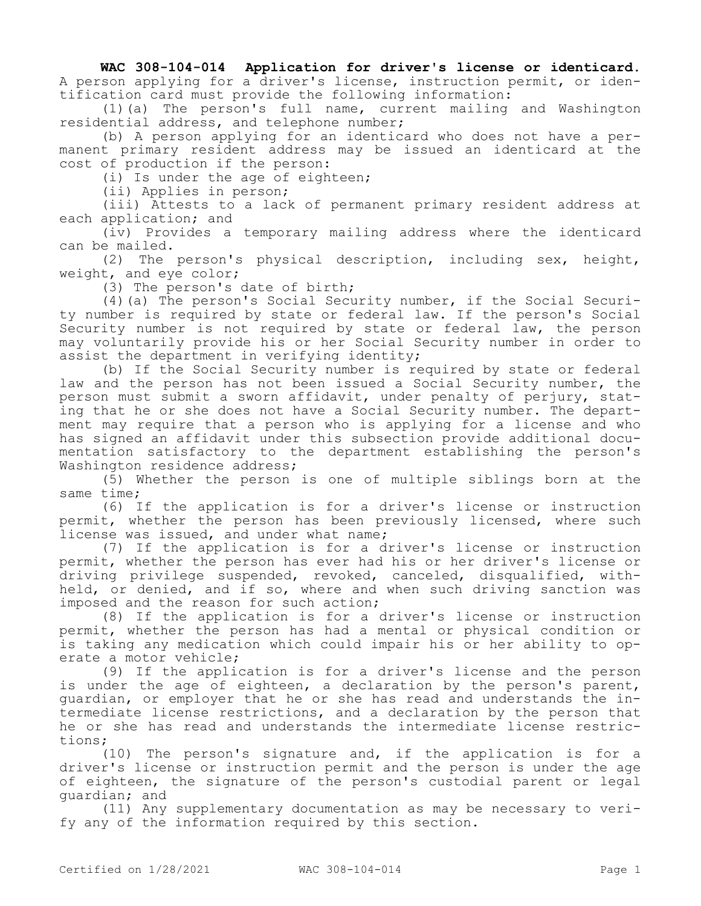**WAC 308-104-014 Application for driver's license or identicard.** A person applying for a driver's license, instruction permit, or identification card must provide the following information:

(1)(a) The person's full name, current mailing and Washington residential address, and telephone number;

(b) A person applying for an identicard who does not have a permanent primary resident address may be issued an identicard at the cost of production if the person:

(i) Is under the age of eighteen;

(ii) Applies in person;

(iii) Attests to a lack of permanent primary resident address at each application; and

(iv) Provides a temporary mailing address where the identicard can be mailed.

(2) The person's physical description, including sex, height, weight, and eye color;

(3) The person's date of birth;

(4)(a) The person's Social Security number, if the Social Security number is required by state or federal law. If the person's Social Security number is not required by state or federal law, the person may voluntarily provide his or her Social Security number in order to assist the department in verifying identity;

(b) If the Social Security number is required by state or federal law and the person has not been issued a Social Security number, the person must submit a sworn affidavit, under penalty of perjury, stating that he or she does not have a Social Security number. The department may require that a person who is applying for a license and who has signed an affidavit under this subsection provide additional documentation satisfactory to the department establishing the person's Washington residence address;

(5) Whether the person is one of multiple siblings born at the same time;

(6) If the application is for a driver's license or instruction permit, whether the person has been previously licensed, where such license was issued, and under what name;

(7) If the application is for a driver's license or instruction permit, whether the person has ever had his or her driver's license or driving privilege suspended, revoked, canceled, disqualified, withheld, or denied, and if so, where and when such driving sanction was imposed and the reason for such action;

(8) If the application is for a driver's license or instruction permit, whether the person has had a mental or physical condition or is taking any medication which could impair his or her ability to operate a motor vehicle;

(9) If the application is for a driver's license and the person is under the age of eighteen, a declaration by the person's parent, guardian, or employer that he or she has read and understands the intermediate license restrictions, and a declaration by the person that he or she has read and understands the intermediate license restrictions;

(10) The person's signature and, if the application is for a driver's license or instruction permit and the person is under the age of eighteen, the signature of the person's custodial parent or legal guardian; and

(11) Any supplementary documentation as may be necessary to verify any of the information required by this section.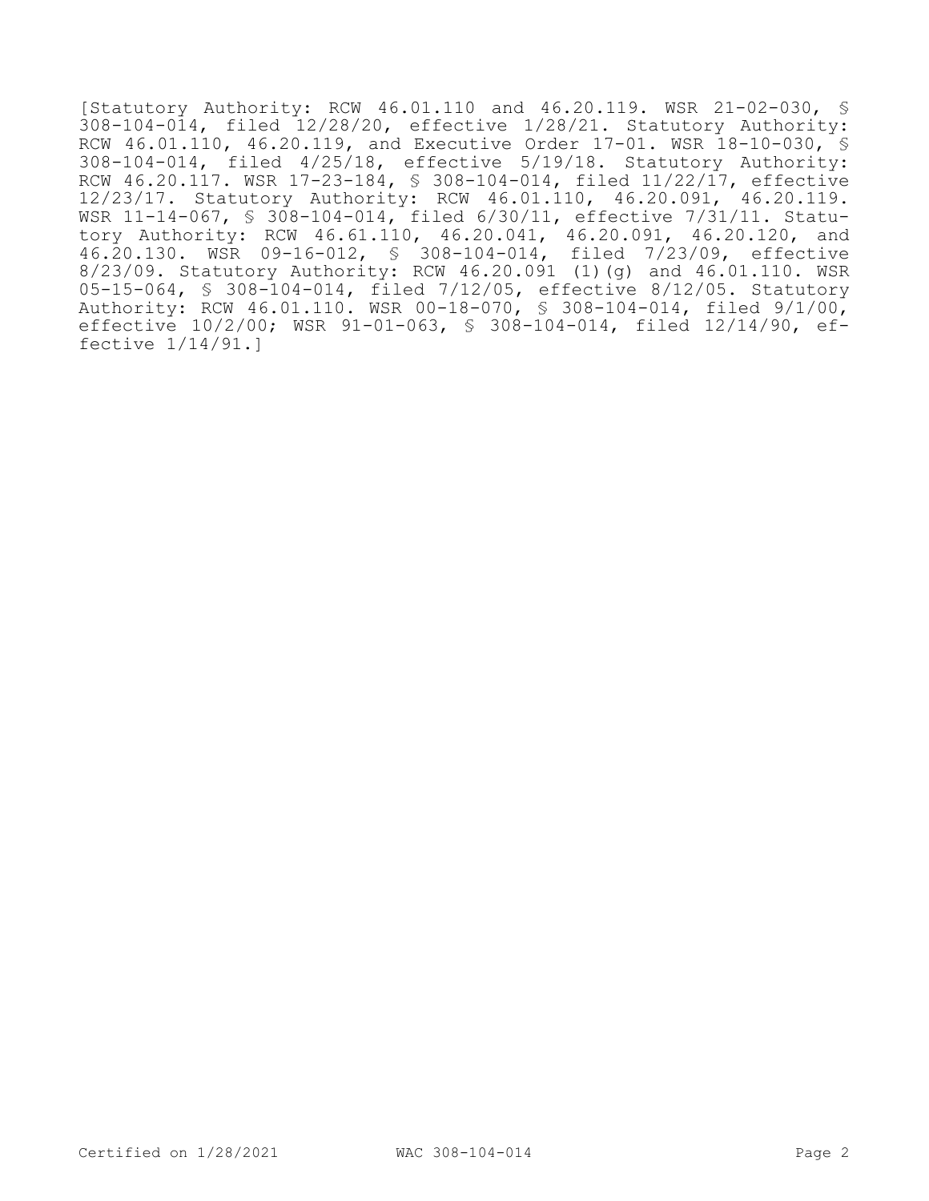[Statutory Authority: RCW 46.01.110 and 46.20.119. WSR 21-02-030, § 308-104-014, filed 12/28/20, effective 1/28/21. Statutory Authority: RCW 46.01.110, 46.20.119, and Executive Order 17-01. WSR 18-10-030, § 308-104-014, filed 4/25/18, effective 5/19/18. Statutory Authority: RCW 46.20.117. WSR 17-23-184, § 308-104-014, filed 11/22/17, effective 12/23/17. Statutory Authority: RCW 46.01.110, 46.20.091, 46.20.119. WSR 11-14-067, § 308-104-014, filed 6/30/11, effective 7/31/11. Statutory Authority: RCW 46.61.110, 46.20.041, 46.20.091, 46.20.120, and 46.20.130. WSR 09-16-012, § 308-104-014, filed 7/23/09, effective 8/23/09. Statutory Authority: RCW 46.20.091 (1)(g) and 46.01.110. WSR 05-15-064, § 308-104-014, filed 7/12/05, effective 8/12/05. Statutory Authority: RCW 46.01.110. WSR 00-18-070, § 308-104-014, filed 9/1/00, effective 10/2/00; WSR 91-01-063, § 308-104-014, filed 12/14/90, effective 1/14/91.]